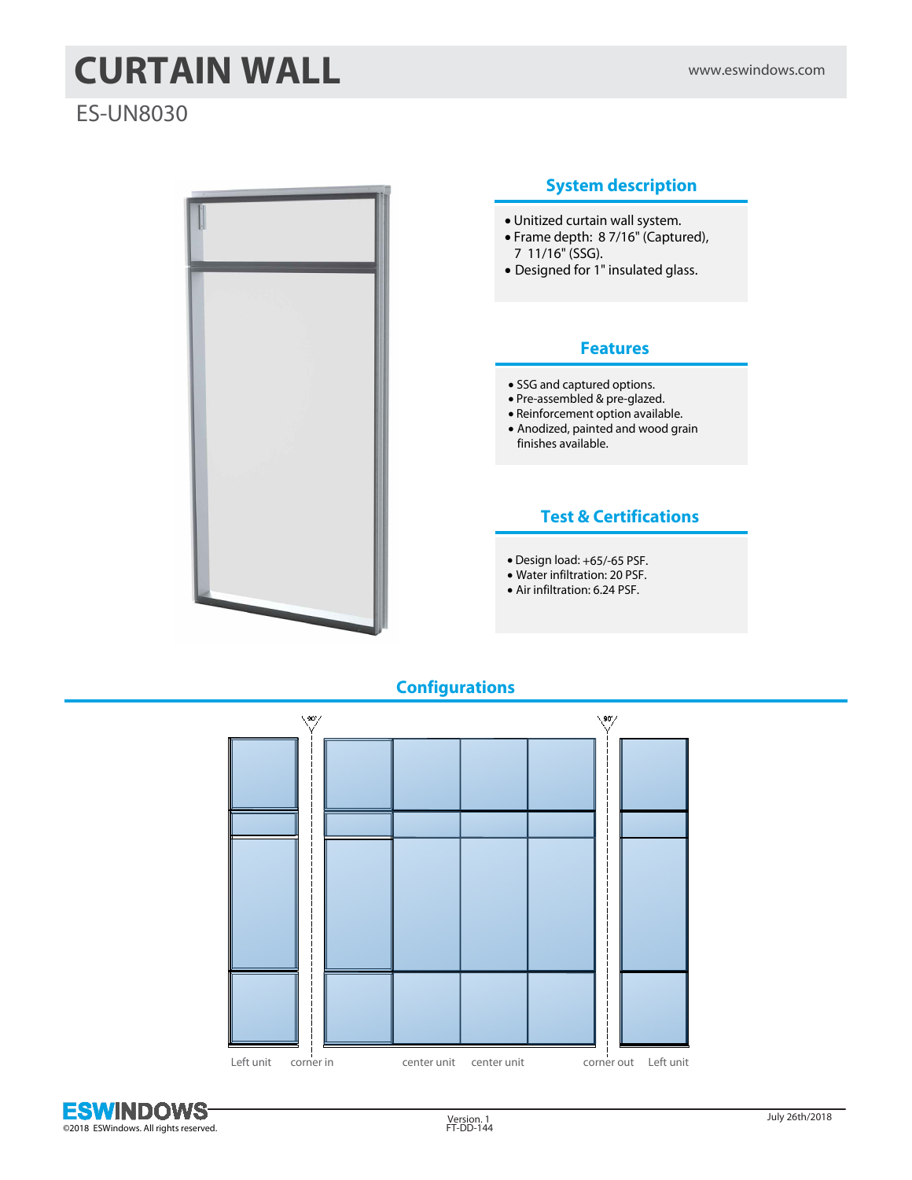# CURTAIN WALL

www.eswindows.com

## ES-UN8030

### System description

- Unitized curtain wall system.
- Frame depth: 8 7/16" (Captured), 7 11/16" (SSG).
- Designed for 1" insulated glass.

### Features

- SSG and captured options.
- Pre-assembled & pre-glazed.
- Reinforcement option available.
- Anodized, painted and wood grain finishes available.

### Test & Certifications

- Design load: +65/-65 PSF.
- Water infiltration: 20 PSF.
- Air infiltration: 6.24 PSF.

## Configurations

90° 90°

Left unit corner in center unit center unit corner out Left unit

©2018 ESWindows. All rights reserved.

Version. 1
FT-DD-144

July 26th/2018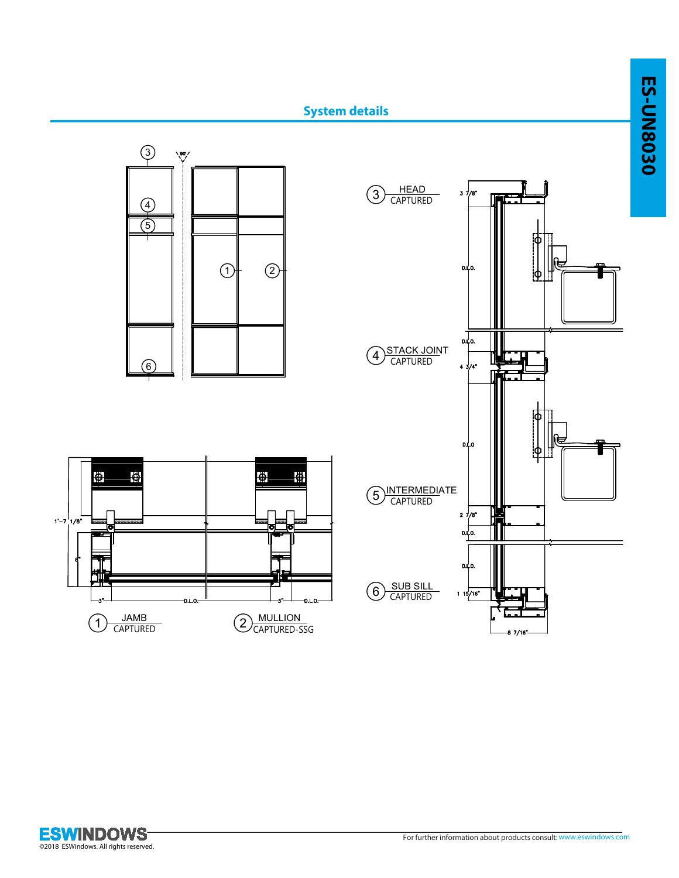ES-UN8030

## System details

3

4

5

1

2

6

90°

3 HEAD
CAPTURED

3 7/8"

D.L.O.

D.L.O.

4 STACK JOINT
CAPTURED

4 3/4"

D.L.O

5 INTERMEDIATE
CAPTURED

2 7/8"

D.L.O.

D.L.O.

6 SUB SILL
CAPTURED

1 15/16"

8 7/16"

1'–7 1/8"

8"

3"

D.L.O.

3"

D.L.O.

1 JAMB
CAPTURED

2 MULLION
CAPTURED-SSG

ESWINDOWS
©2018 ESWindows. All rights reserved.

For further information about products consult: www.eswindows.com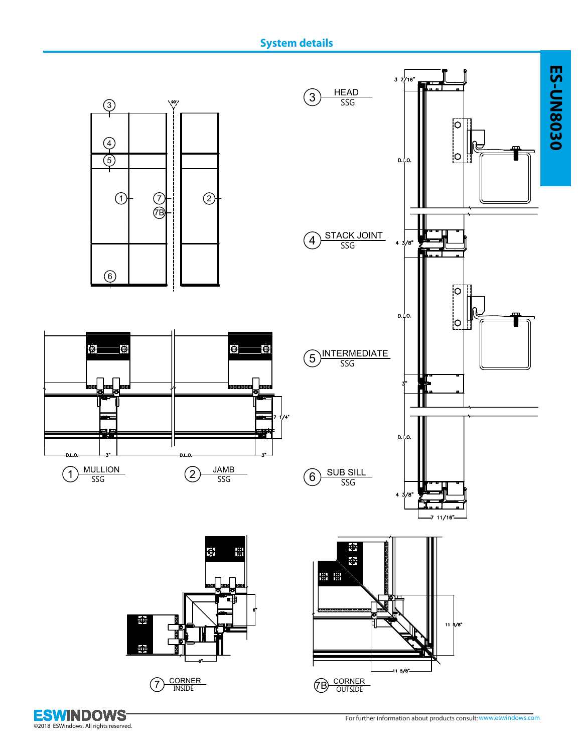## System details

ES-UN8030

3 HEAD SSG

4 STACK JOINT SSG

5 INTERMEDIATE SSG

6 SUB SILL SSG

1 MULLION SSG

2 JAMB SSG

7 CORNER INSIDE

7B CORNER OUTSIDE

3 7/16"

D.L.O.

4 3/8"

D.L.O.

3"

D.L.O.

4 3/8"

7 11/16"

90°

7 1/4"

D.L.O.

3"

D.L.O.

3"

6"

6"

11 5/8"

11 5/8"

ESWINDOWS

©2018 ESWindows. All rights reserved.

For further information about products consult: www.eswindows.com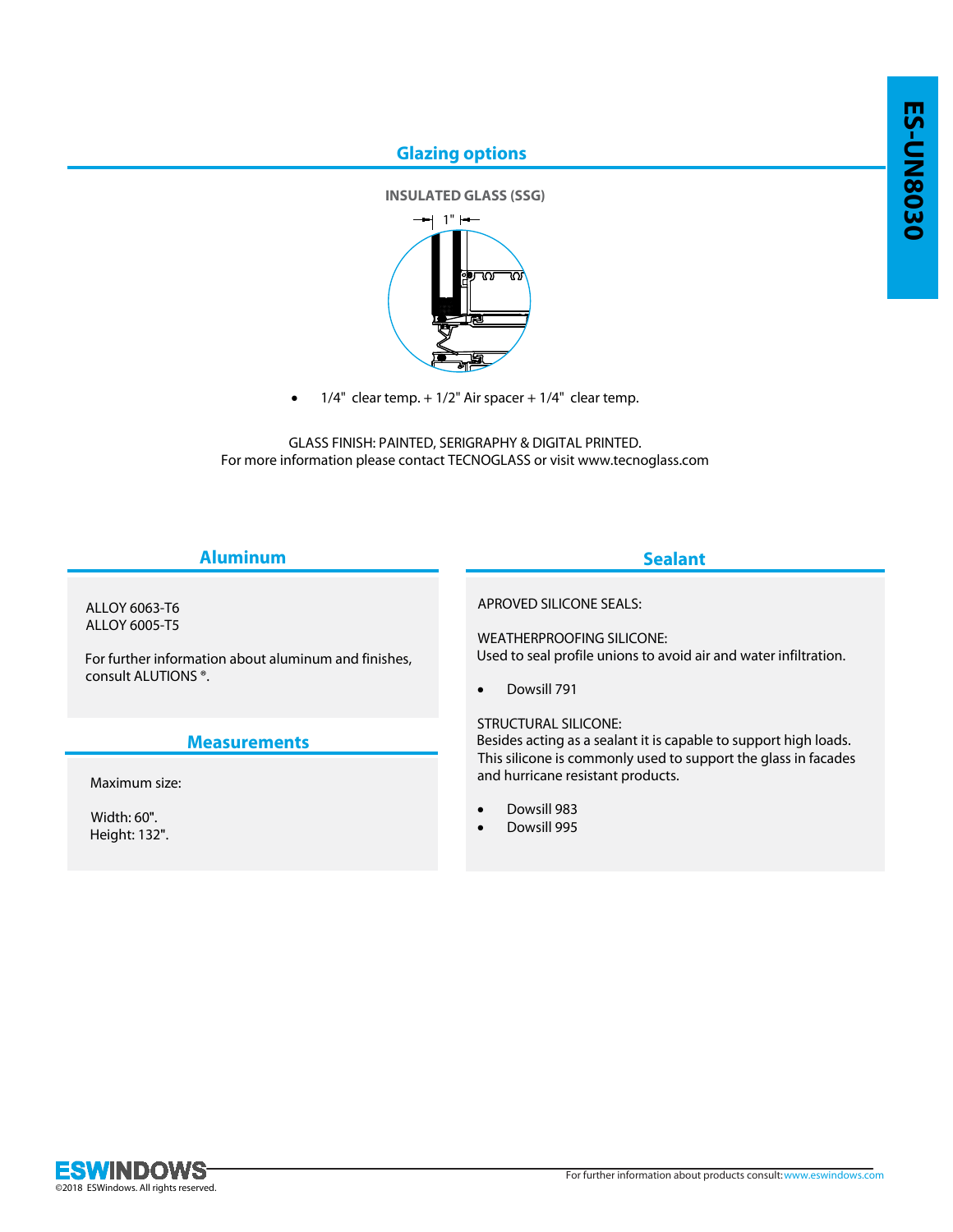## Glazing options

**INSULATED GLASS (SSG)**

1"

- 1/4" clear temp. + 1/2" Air spacer + 1/4" clear temp.

GLASS FINISH: PAINTED, SERIGRAPHY & DIGITAL PRINTED.
For more information please contact TECNOGLASS or visit www.tecnoglass.com

## Aluminum

ALLOY 6063-T6
ALLOY 6005-T5

For further information about aluminum and finishes, consult ALUTIONS ®.

## Measurements

Maximum size:

Width: 60".
Height: 132".

## Sealant

APROVED SILICONE SEALS:

WEATHERPROOFING SILICONE:
Used to seal profile unions to avoid air and water infiltration.

- Dowsill 791

STRUCTURAL SILICONE:
Besides acting as a sealant it is capable to support high loads. This silicone is commonly used to support the glass in facades and hurricane resistant products.

- Dowsill 983
- Dowsill 995